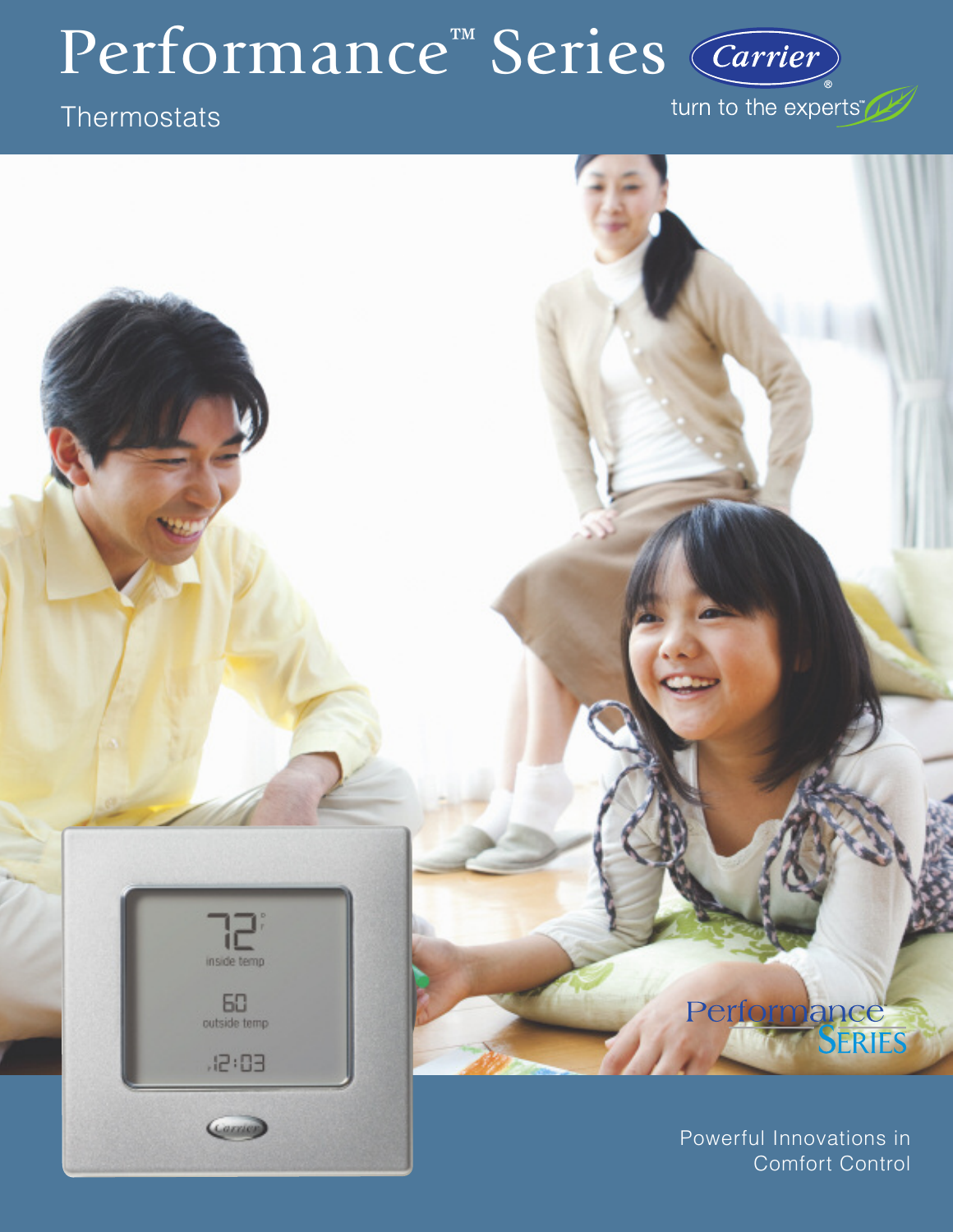# Performance™ Series

Thermostats

Carrier®

turn to the experts™

Powerful Innovations in Comfort Control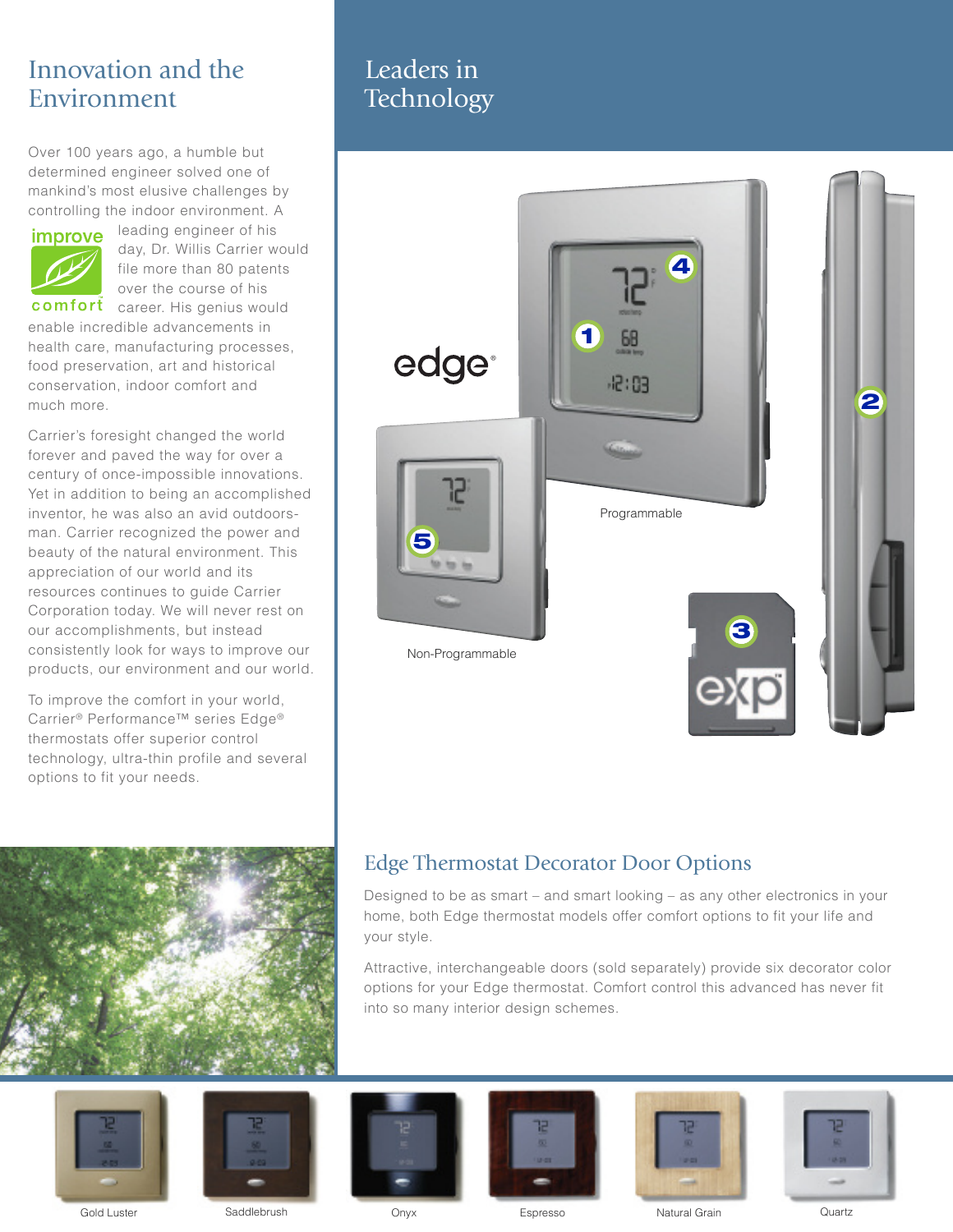# Innovation and the Environment

Over 100 years ago, a humble but determined engineer solved one of mankind's most elusive challenges by controlling the indoor environment. A leading engineer of his day, Dr. Willis Carrier would file more than 80 patents over the course of his career. His genius would enable incredible advancements in health care, manufacturing processes, food preservation, art and historical conservation, indoor comfort and much more.

Carrier's foresight changed the world forever and paved the way for over a century of once-impossible innovations. Yet in addition to being an accomplished inventor, he was also an avid outdoorsman. Carrier recognized the power and beauty of the natural environment. This appreciation of our world and its resources continues to guide Carrier Corporation today. We will never rest on our accomplishments, but instead consistently look for ways to improve our products, our environment and our world.

To improve the comfort in your world, Carrier® Performance™ series Edge® thermostats offer superior control technology, ultra-thin profile and several options to fit your needs.

# Leaders in Technology

edge®

Programmable

Non-Programmable

## Edge Thermostat Decorator Door Options

Designed to be as smart – and smart looking – as any other electronics in your home, both Edge thermostat models offer comfort options to fit your life and your style.

Attractive, interchangeable doors (sold separately) provide six decorator color options for your Edge thermostat. Comfort control this advanced has never fit into so many interior design schemes.

Gold Luster | Saddlebrush | Onyx | Espresso | Natural Grain | Quartz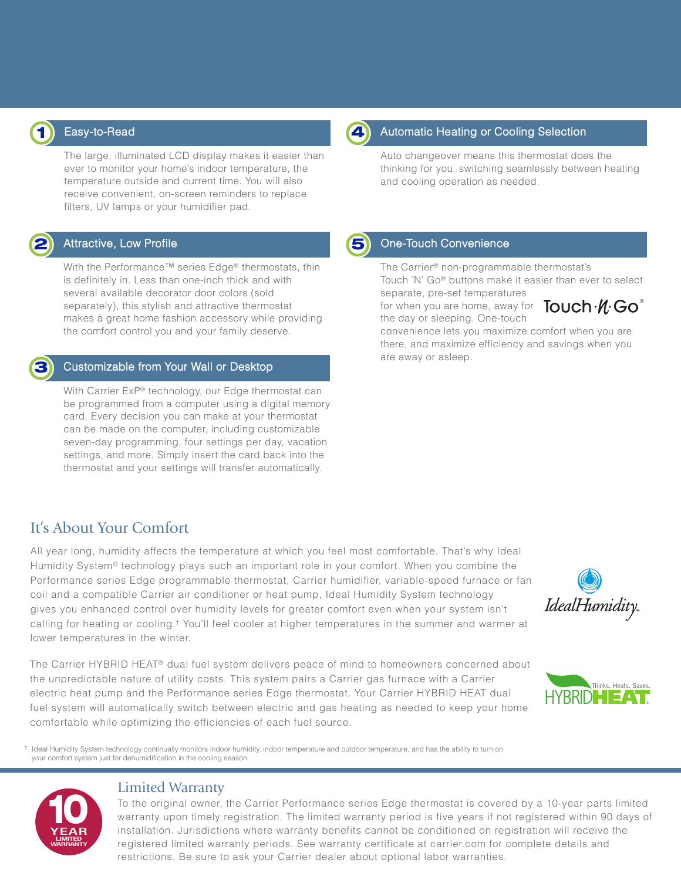### 1 Easy-to-Read

The large, illuminated LCD display makes it easier than ever to monitor your home's indoor temperature, the temperature outside and current time. You will also receive convenient, on-screen reminders to replace filters, UV lamps or your humidifier pad.

### 2 Attractive, Low Profile

With the Performance™ series Edge® thermostats, thin is definitely in. Less than one-inch thick and with several available decorator door colors (sold separately), this stylish and attractive thermostat makes a great home fashion accessory while providing the comfort control you and your family deserve.

### 3 Customizable from Your Wall or Desktop

With Carrier ExP® technology, our Edge thermostat can be programmed from a computer using a digital memory card. Every decision you can make at your thermostat can be made on the computer, including customizable seven-day programming, four settings per day, vacation settings, and more. Simply insert the card back into the thermostat and your settings will transfer automatically.

### 4 Automatic Heating or Cooling Selection

Auto changeover means this thermostat does the thinking for you, switching seamlessly between heating and cooling operation as needed.

### 5 One-Touch Convenience

The Carrier® non-programmable thermostat's Touch 'N' Go® buttons make it easier than ever to select separate, pre-set temperatures for when you are home, away for the day or sleeping. One-touch convenience lets you maximize comfort when you are there, and maximize efficiency and savings when you are away or asleep.

Touch·N·Go®

## It's About Your Comfort

All year long, humidity affects the temperature at which you feel most comfortable. That's why Ideal Humidity System® technology plays such an important role in your comfort. When you combine the Performance series Edge programmable thermostat, Carrier humidifier, variable-speed furnace or fan coil and a compatible Carrier air conditioner or heat pump, Ideal Humidity System technology gives you enhanced control over humidity levels for greater comfort even when your system isn't calling for heating or cooling.† You'll feel cooler at higher temperatures in the summer and warmer at lower temperatures in the winter.

IdealHumidity.

The Carrier HYBRID HEAT® dual fuel system delivers peace of mind to homeowners concerned about the unpredictable nature of utility costs. This system pairs a Carrier gas furnace with a Carrier electric heat pump and the Performance series Edge thermostat. Your Carrier HYBRID HEAT dual fuel system will automatically switch between electric and gas heating as needed to keep your home comfortable while optimizing the efficiencies of each fuel source.

HYBRIDHEAT. Thinks. Heats. Saves.

† Ideal Humidity System technology continually monitors indoor humidity, indoor temperature and outdoor temperature, and has the ability to turn on your comfort system just for dehumidification in the cooling season.

10 YEAR LIMITED WARRANTY

## Limited Warranty

To the original owner, the Carrier Performance series Edge thermostat is covered by a 10-year parts limited warranty upon timely registration. The limited warranty period is five years if not registered within 90 days of installation. Jurisdictions where warranty benefits cannot be conditioned on registration will receive the registered limited warranty periods. See warranty certificate at carrier.com for complete details and restrictions. Be sure to ask your Carrier dealer about optional labor warranties.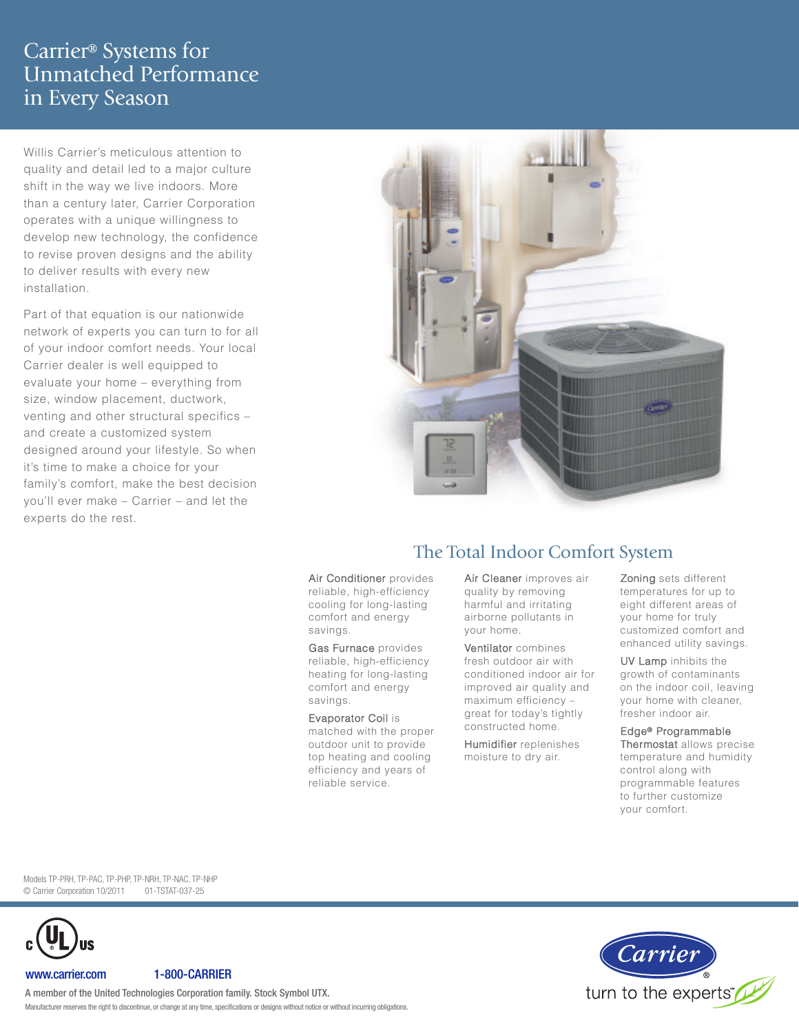# Carrier® Systems for Unmatched Performance in Every Season

Willis Carrier's meticulous attention to quality and detail led to a major culture shift in the way we live indoors. More than a century later, Carrier Corporation operates with a unique willingness to develop new technology, the confidence to revise proven designs and the ability to deliver results with every new installation.

Part of that equation is our nationwide network of experts you can turn to for all of your indoor comfort needs. Your local Carrier dealer is well equipped to evaluate your home – everything from size, window placement, ductwork, venting and other structural specifics – and create a customized system designed around your lifestyle. So when it's time to make a choice for your family's comfort, make the best decision you'll ever make – Carrier – and let the experts do the rest.

## The Total Indoor Comfort System

**Air Conditioner** provides reliable, high-efficiency cooling for long-lasting comfort and energy savings.

**Gas Furnace** provides reliable, high-efficiency heating for long-lasting comfort and energy savings.

**Evaporator Coil** is matched with the proper outdoor unit to provide top heating and cooling efficiency and years of reliable service.

**Air Cleaner** improves air quality by removing harmful and irritating airborne pollutants in your home.

**Ventilator** combines fresh outdoor air with conditioned indoor air for improved air quality and maximum efficiency – great for today's tightly constructed home.

**Humidifier** replenishes moisture to dry air.

**Zoning** sets different temperatures for up to eight different areas of your home for truly customized comfort and enhanced utility savings.

**UV Lamp** inhibits the growth of contaminants on the indoor coil, leaving your home with cleaner, fresher indoor air.

**Edge® Programmable Thermostat** allows precise temperature and humidity control along with programmable features to further customize your comfort.

Models TP-PRH, TP-PAC, TP-PHP, TP-NRH, TP-NAC, TP-NHP
© Carrier Corporation 10/2011 01-TSTAT-037-25

www.carrier.com 1-800-CARRIER

A member of the United Technologies Corporation family. Stock Symbol UTX.

Manufacturer reserves the right to discontinue, or change at any time, specifications or designs without notice or without incurring obligations.

Carrier® turn to the experts™